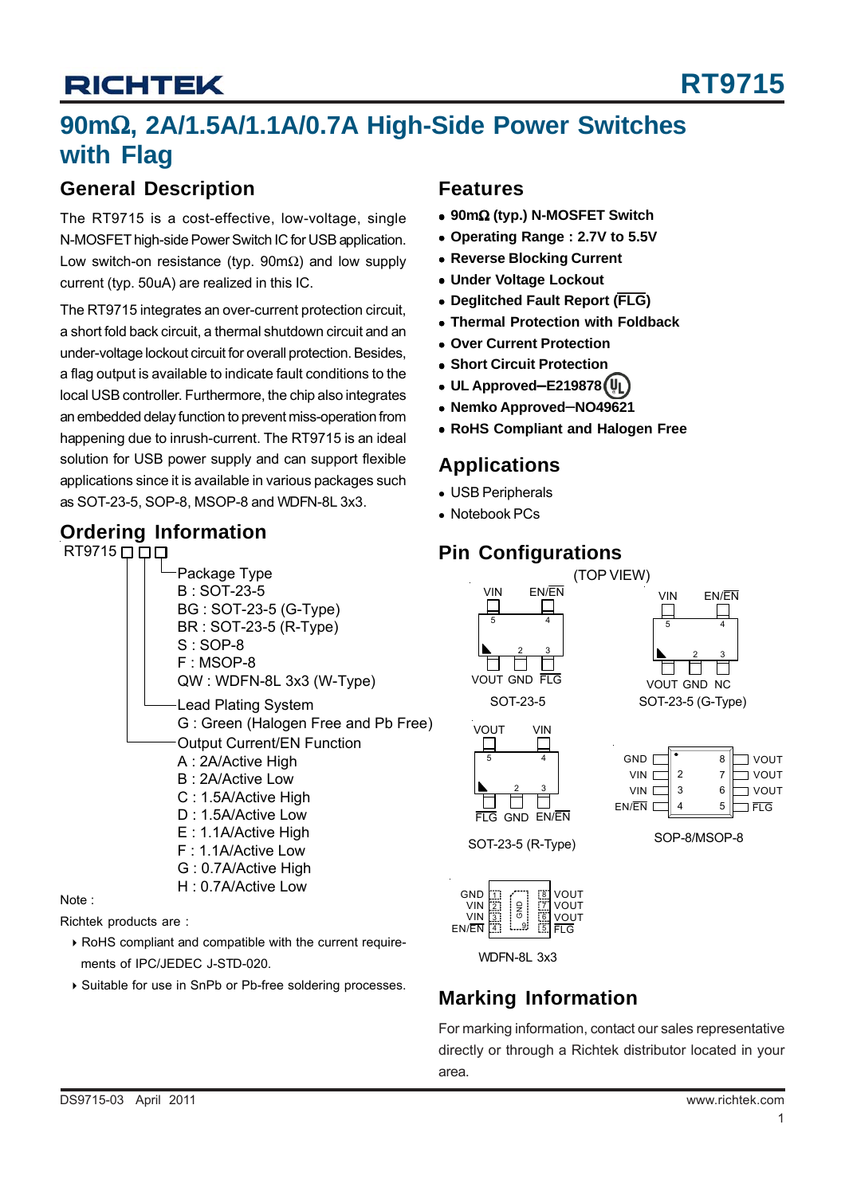# 90mΩ, 2A/1.5A/1.1A/0.7A High-Side Power Switches with Flag

## General Description

The RT9715 is a cost-effective, low-voltage, single N-MOSFET high-side Power Switch IC for USB application. Low switch-on resistance (typ. 90mΩ) and low supply current (typ. 50uA) are realized in this IC.

The RT9715 integrates an over-current protection circuit, a short fold back circuit, a thermal shutdown circuit and an under-voltage lockout circuit for overall protection. Besides, a flag output is available to indicate fault conditions to the local USB controller. Furthermore, the chip also integrates an embedded delay function to prevent miss-operation from happening due to inrush-current. The RT9715 is an ideal solution for USB power supply and can support flexible applications since it is available in various packages such as SOT-23-5, SOP-8, MSOP-8 and WDFN-8L 3x3.

## Ordering Information

RT9715 □□□

- Package Type
  - B : SOT-23-5
  - BG : SOT-23-5 (G-Type)
  - BR : SOT-23-5 (R-Type)
  - S : SOP-8
  - F : MSOP-8
  - QW : WDFN-8L 3x3 (W-Type)
- Lead Plating System
  - G : Green (Halogen Free and Pb Free)
- Output Current/EN Function
  - A : 2A/Active High
  - B : 2A/Active Low
  - C : 1.5A/Active High
  - D : 1.5A/Active Low
  - E : 1.1A/Active High
  - F : 1.1A/Active Low
  - G : 0.7A/Active High
  - H : 0.7A/Active Low

Note :

Richtek products are :

- RoHS compliant and compatible with the current requirements of IPC/JEDEC J-STD-020.
- Suitable for use in SnPb or Pb-free soldering processes.

## Features

- **90mΩ (typ.) N-MOSFET Switch**
- **Operating Range : 2.7V to 5.5V**
- **Reverse Blocking Current**
- **Under Voltage Lockout**
- **Deglitched Fault Report (FLG)**
- **Thermal Protection with Foldback**
- **Over Current Protection**
- **Short Circuit Protection**
- **UL Approved–E219878**
- **Nemko Approved–NO49621**
- **RoHS Compliant and Halogen Free**

## Applications

- USB Peripherals
- Notebook PCs

## Pin Configurations

(TOP VIEW)

SOT-23-5: 1 VOUT, 2 GND, 3 FLG, 4 EN/EN, 5 VIN

SOT-23-5 (G-Type): 1 VOUT, 2 GND, 3 NC, 4 EN/EN, 5 VIN

SOT-23-5 (R-Type): 1 FLG, 2 GND, 3 EN/EN, 4 VIN, 5 VOUT

SOP-8/MSOP-8: 1 GND, 2 VIN, 3 VIN, 4 EN/EN, 5 FLG, 6 VOUT, 7 VOUT, 8 VOUT

WDFN-8L 3x3: 1 GND, 2 VIN, 3 VIN, 4 EN/EN, 5 FLG, 6 VOUT, 7 VOUT, 8 VOUT, 9 GND (exposed pad)

## Marking Information

For marking information, contact our sales representative directly or through a Richtek distributor located in your area.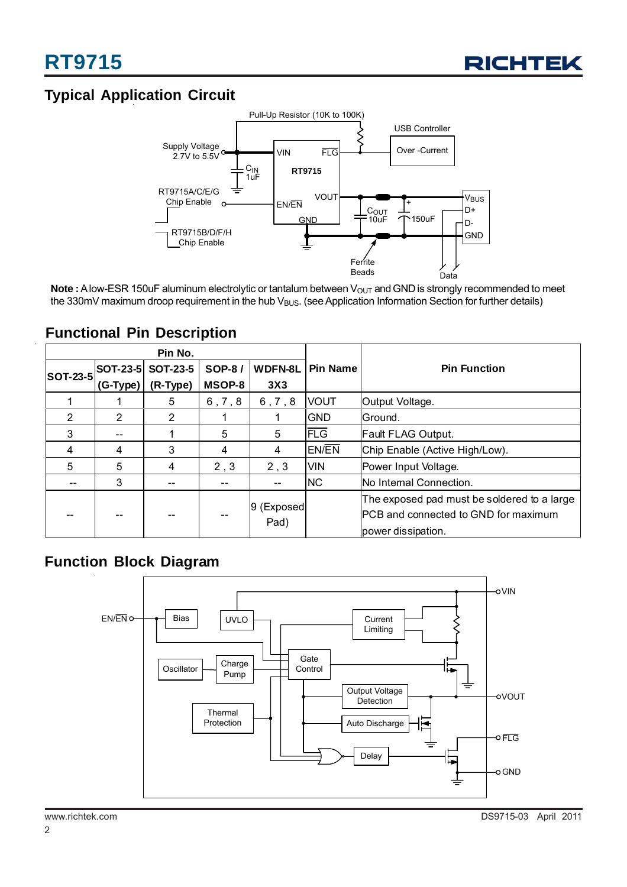## Typical Application Circuit

**Note :** A low-ESR 150uF aluminum electrolytic or tantalum between $V_{OUT}$ and GND is strongly recommended to meet the 330mV maximum droop requirement in the hub $V_{BUS}$. (see Application Information Section for further details)

## Functional Pin Description

| Pin No. | | | | | Pin Name | Pin Function |
|---|---|---|---|---|---|---|
| SOT-23-5 | SOT-23-5 (G-Type) | SOT-23-5 (R-Type) | SOP-8 / MSOP-8 | WDFN-8L 3X3 | | |
| 1 | 1 | 5 | 6 , 7 , 8 | 6 , 7 , 8 | VOUT | Output Voltage. |
| 2 | 2 | 2 | 1 | 1 | GND | Ground. |
| 3 | -- | 1 | 5 | 5 | $\overline{\text{FLG}}$ | Fault FLAG Output. |
| 4 | 4 | 3 | 4 | 4 | EN/$\overline{\text{EN}}$ | Chip Enable (Active High/Low). |
| 5 | 5 | 4 | 2 , 3 | 2 , 3 | VIN | Power Input Voltage. |
| -- | 3 | -- | -- | -- | NC | No Internal Connection. |
| -- | -- | -- | -- | 9 (Exposed Pad) | | The exposed pad must be soldered to a large PCB and connected to GND for maximum power dissipation. |

## Function Block Diagram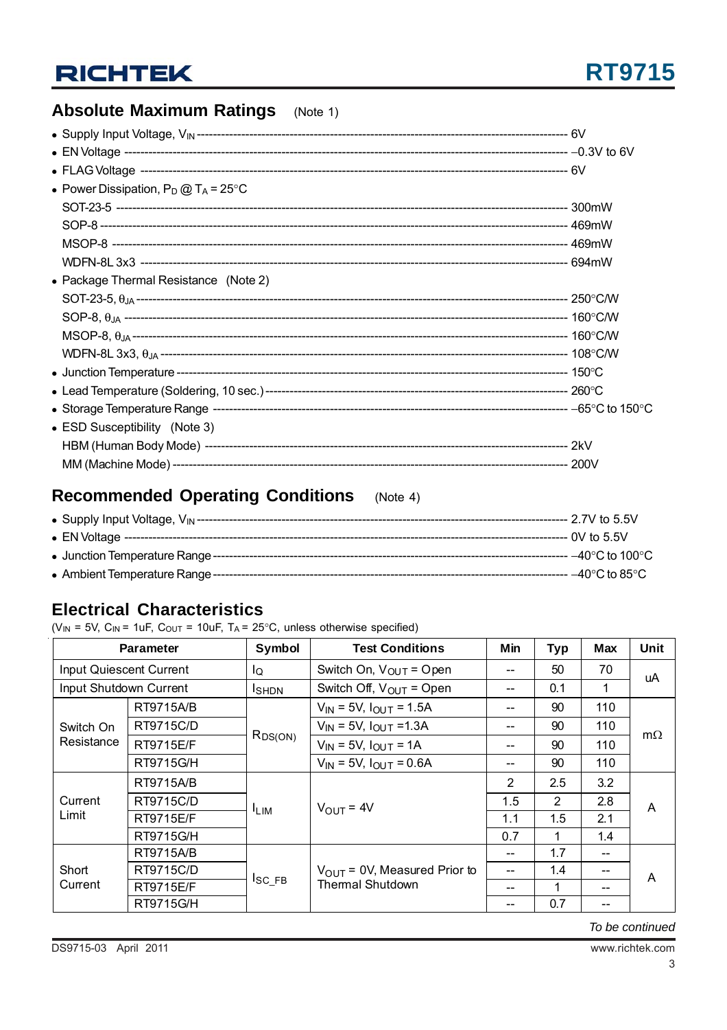## Absolute Maximum Ratings (Note 1)

- Supply Input Voltage, $V_{IN}$ ---------- 6V
- EN Voltage ---------- –0.3V to 6V
- FLAG Voltage ---------- 6V
- Power Dissipation, $P_D$ @ $T_A$ = 25°C
  - SOT-23-5 ---------- 300mW
  - SOP-8 ---------- 469mW
  - MSOP-8 ---------- 469mW
  - WDFN-8L 3x3 ---------- 694mW
- Package Thermal Resistance (Note 2)
  - SOT-23-5, $\theta_{JA}$ ---------- 250°C/W
  - SOP-8, $\theta_{JA}$ ---------- 160°C/W
  - MSOP-8, $\theta_{JA}$ ---------- 160°C/W
  - WDFN-8L 3x3, $\theta_{JA}$ ---------- 108°C/W
- Junction Temperature ---------- 150°C
- Lead Temperature (Soldering, 10 sec.) ---------- 260°C
- Storage Temperature Range ---------- –65°C to 150°C
- ESD Susceptibility (Note 3)
  - HBM (Human Body Mode) ---------- 2kV
  - MM (Machine Mode) ---------- 200V

## Recommended Operating Conditions (Note 4)

- Supply Input Voltage, $V_{IN}$ ---------- 2.7V to 5.5V
- EN Voltage ---------- 0V to 5.5V
- Junction Temperature Range ---------- –40°C to 100°C
- Ambient Temperature Range ---------- –40°C to 85°C

## Electrical Characteristics

($V_{IN}$ = 5V, $C_{IN}$ = 1uF, $C_{OUT}$ = 10uF, $T_A$ = 25°C, unless otherwise specified)

| Parameter | | Symbol | Test Conditions | Min | Typ | Max | Unit |
|---|---|---|---|---|---|---|---|
| Input Quiescent Current | | $I_Q$ | Switch On, $V_{OUT}$ = Open | -- | 50 | 70 | uA |
| Input Shutdown Current | | $I_{SHDN}$ | Switch Off, $V_{OUT}$ = Open | -- | 0.1 | 1 | uA |
| Switch On Resistance | RT9715A/B | $R_{DS(ON)}$ | $V_{IN}$ = 5V, $I_{OUT}$ = 1.5A | -- | 90 | 110 | mΩ |
| | RT9715C/D | | $V_{IN}$ = 5V, $I_{OUT}$ =1.3A | -- | 90 | 110 | |
| | RT9715E/F | | $V_{IN}$ = 5V, $I_{OUT}$ = 1A | -- | 90 | 110 | |
| | RT9715G/H | | $V_{IN}$ = 5V, $I_{OUT}$ = 0.6A | -- | 90 | 110 | |
| Current Limit | RT9715A/B | $I_{LIM}$ | $V_{OUT}$ = 4V | 2 | 2.5 | 3.2 | A |
| | RT9715C/D | | | 1.5 | 2 | 2.8 | |
| | RT9715E/F | | | 1.1 | 1.5 | 2.1 | |
| | RT9715G/H | | | 0.7 | 1 | 1.4 | |
| Short Current | RT9715A/B | $I_{SC\_FB}$ | $V_{OUT}$ = 0V, Measured Prior to Thermal Shutdown | -- | 1.7 | -- | A |
| | RT9715C/D | | | -- | 1.4 | -- | |
| | RT9715E/F | | | -- | 1 | -- | |
| | RT9715G/H | | | -- | 0.7 | -- | |

*To be continued*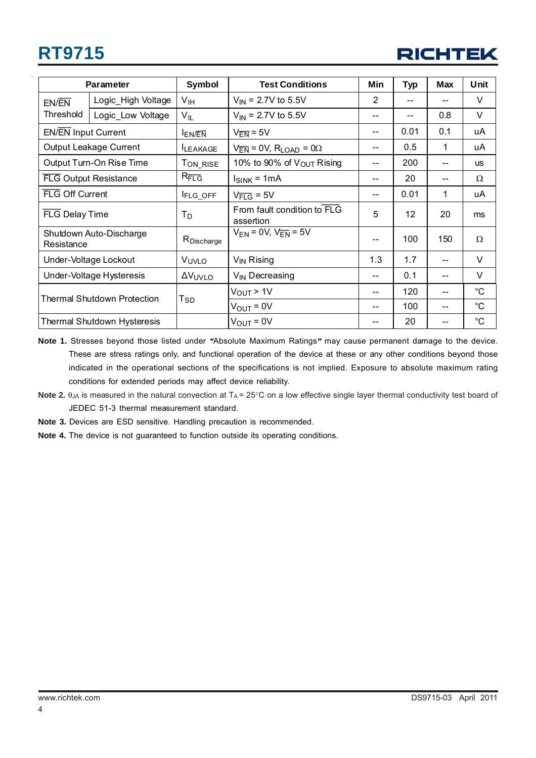| Parameter | | Symbol | Test Conditions | Min | Typ | Max | Unit |
|---|---|---|---|---|---|---|---|
| EN/$\overline{EN}$ Threshold | Logic_High Voltage | $V_{IH}$ | $V_{IN}$ = 2.7V to 5.5V | 2 | -- | -- | V |
| | Logic_Low Voltage | $V_{IL}$ | $V_{IN}$ = 2.7V to 5.5V | -- | -- | 0.8 | V |
| EN/$\overline{EN}$ Input Current | | $I_{EN/\overline{EN}}$ | $V_{\overline{EN}}$ = 5V | -- | 0.01 | 0.1 | uA |
| Output Leakage Current | | $I_{LEAKAGE}$ | $V_{\overline{EN}}$ = 0V, $R_{LOAD}$ = 0Ω | -- | 0.5 | 1 | uA |
| Output Turn-On Rise Time | | $T_{ON\_RISE}$ | 10% to 90% of $V_{OUT}$ Rising | -- | 200 | -- | us |
| $\overline{FLG}$ Output Resistance | | $R_{\overline{FLG}}$ | $I_{SINK}$ = 1mA | -- | 20 | -- | Ω |
| $\overline{FLG}$ Off Current | | $I_{FLG\_OFF}$ | $V_{\overline{FLG}}$ = 5V | -- | 0.01 | 1 | uA |
| $\overline{FLG}$ Delay Time | | $T_D$ | From fault condition to $\overline{FLG}$ assertion | 5 | 12 | 20 | ms |
| Shutdown Auto-Discharge Resistance | | $R_{Discharge}$ | $V_{EN}$ = 0V, $V_{\overline{EN}}$ = 5V | -- | 100 | 150 | Ω |
| Under-Voltage Lockout | | $V_{UVLO}$ | $V_{IN}$ Rising | 1.3 | 1.7 | -- | V |
| Under-Voltage Hysteresis | | $\Delta V_{UVLO}$ | $V_{IN}$ Decreasing | -- | 0.1 | -- | V |
| Thermal Shutdown Protection | | $T_{SD}$ | $V_{OUT}$ > 1V | -- | 120 | -- | °C |
| | | | $V_{OUT}$ = 0V | -- | 100 | -- | °C |
| Thermal Shutdown Hysteresis | | | $V_{OUT}$ = 0V | -- | 20 | -- | °C |

**Note 1.** Stresses beyond those listed under **"**Absolute Maximum Ratings**"** may cause permanent damage to the device. These are stress ratings only, and functional operation of the device at these or any other conditions beyond those indicated in the operational sections of the specifications is not implied. Exposure to absolute maximum rating conditions for extended periods may affect device reliability.

**Note 2.** $\theta_{JA}$ is measured in the natural convection at $T_A$ = 25°C on a low effective single layer thermal conductivity test board of JEDEC 51-3 thermal measurement standard.

**Note 3.** Devices are ESD sensitive. Handling precaution is recommended.

**Note 4.** The device is not guaranteed to function outside its operating conditions.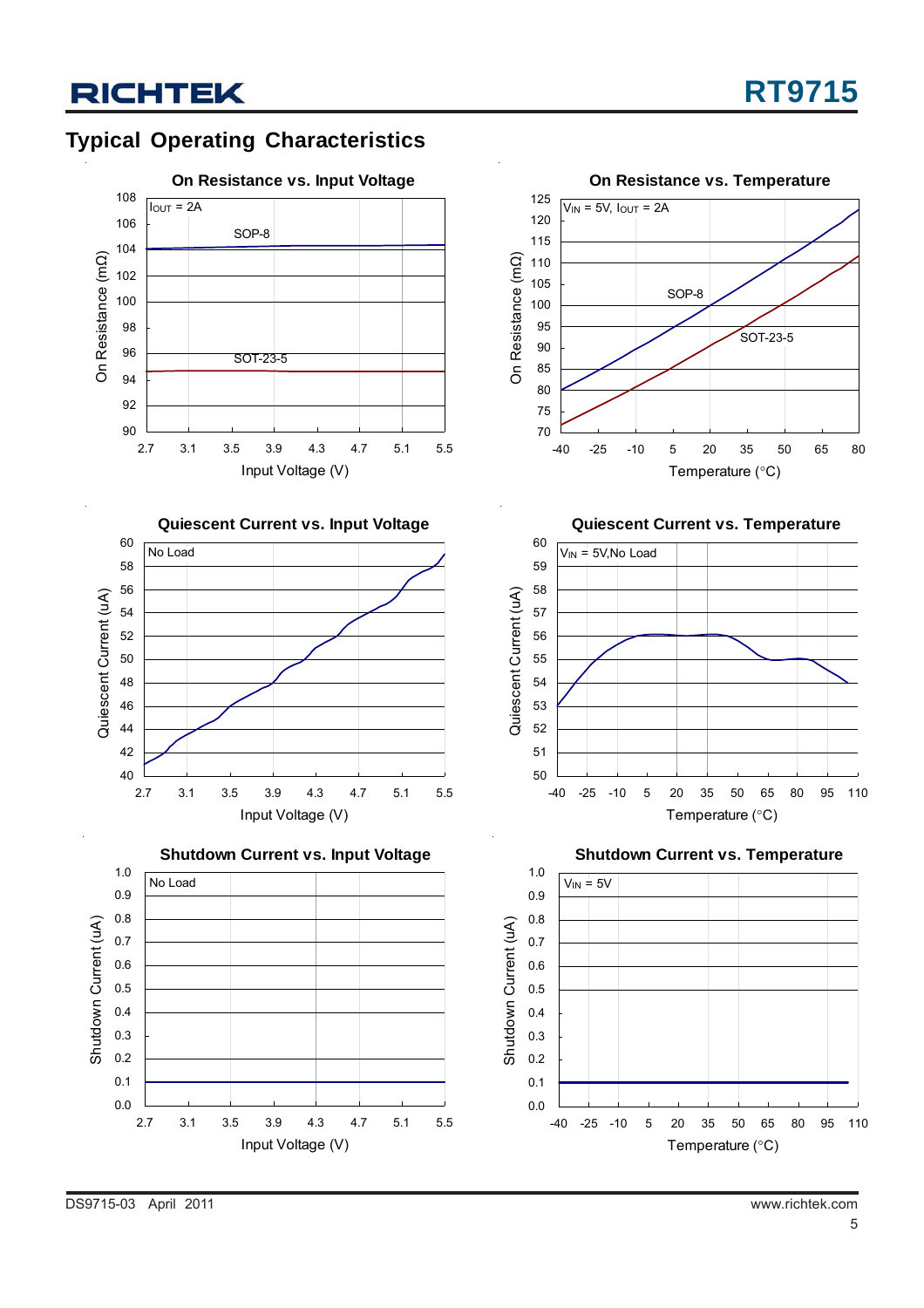## Typical Operating Characteristics

**On Resistance vs. Input Voltage**

$I_{OUT}$ = 2A

SOP-8

SOT-23-5

On Resistance (mΩ)

Input Voltage (V)

**On Resistance vs. Temperature**

$V_{IN}$ = 5V, $I_{OUT}$ = 2A

SOP-8

SOT-23-5

On Resistance (mΩ)

Temperature (°C)

**Quiescent Current vs. Input Voltage**

No Load

Quiescent Current (uA)

Input Voltage (V)

**Quiescent Current vs. Temperature**

$V_{IN}$ = 5V,No Load

Quiescent Current (uA)

Temperature (°C)

**Shutdown Current vs. Input Voltage**

No Load

Shutdown Current (uA)

Input Voltage (V)

**Shutdown Current vs. Temperature**

$V_{IN}$ = 5V

Shutdown Current (uA)

Temperature (°C)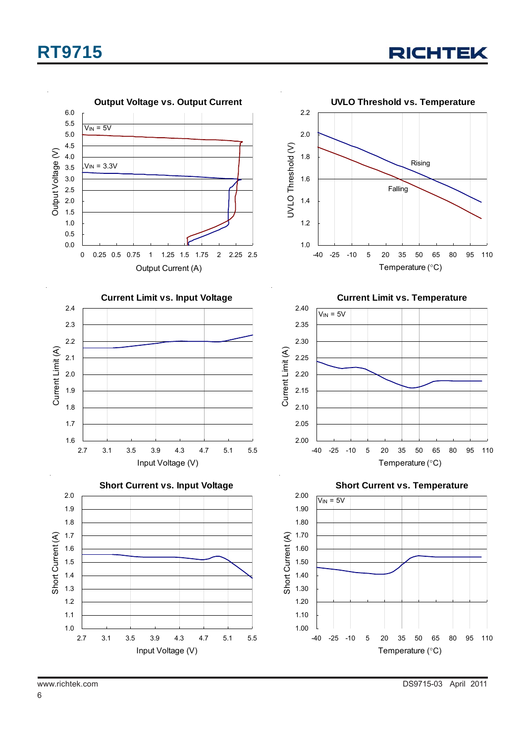**Output Voltage vs. Output Current**

$V_{IN}$ = 5V

$V_{IN}$ = 3.3V

Output Voltage (V)

Output Current (A)

**UVLO Threshold vs. Temperature**

Rising

Falling

UVLO Threshold (V)

Temperature (°C)

**Current Limit vs. Input Voltage**

Current Limit (A)

Input Voltage (V)

**Current Limit vs. Temperature**

$V_{IN}$ = 5V

Current Limit (A)

Temperature (°C)

**Short Current vs. Input Voltage**

Short Current (A)

Input Voltage (V)

**Short Current vs. Temperature**

$V_{IN}$ = 5V

Short Current (A)

Temperature (°C)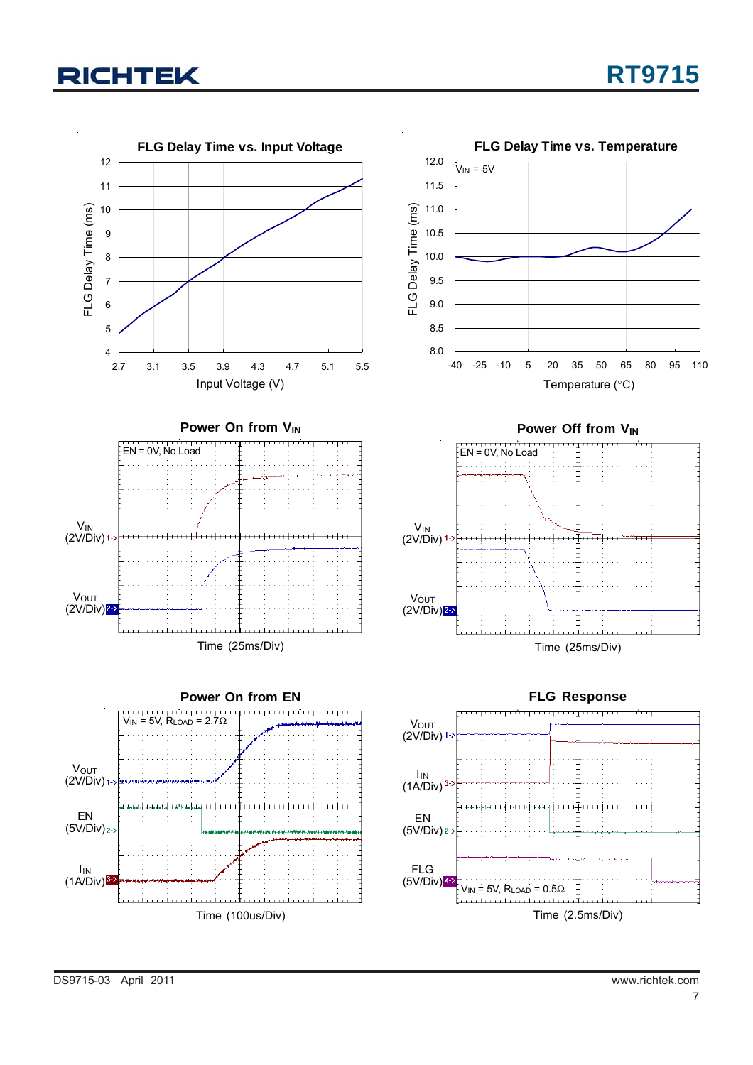**FLG Delay Time vs. Input Voltage**

FLG Delay Time (ms) vs. Input Voltage (V)

**FLG Delay Time vs. Temperature**

$V_{IN}$ = 5V

FLG Delay Time (ms) vs. Temperature (°C)

**Power On from $V_{IN}$**

EN = 0V, No Load

$V_{IN}$ (2V/Div)

$V_{OUT}$ (2V/Div)

Time (25ms/Div)

**Power Off from $V_{IN}$**

EN = 0V, No Load

$V_{IN}$ (2V/Div)

$V_{OUT}$ (2V/Div)

Time (25ms/Div)

**Power On from EN**

$V_{IN}$ = 5V, $R_{LOAD}$ = 2.7Ω

$V_{OUT}$ (2V/Div)

EN (5V/Div)

$I_{IN}$ (1A/Div)

Time (100us/Div)

**FLG Response**

$V_{OUT}$ (2V/Div)

$I_{IN}$ (1A/Div)

EN (5V/Div)

FLG (5V/Div)

$V_{IN}$ = 5V, $R_{LOAD}$ = 0.5Ω

Time (2.5ms/Div)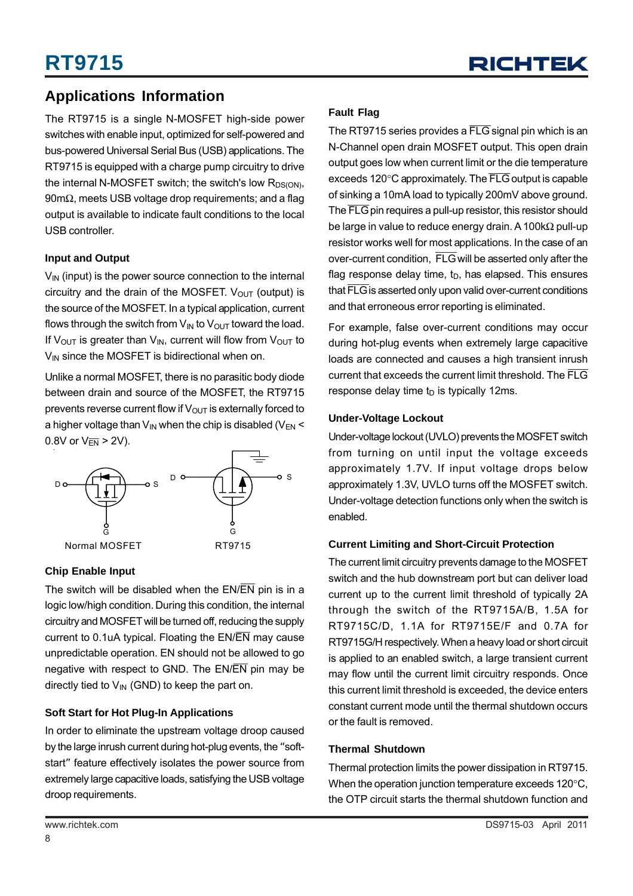## Applications Information

The RT9715 is a single N-MOSFET high-side power switches with enable input, optimized for self-powered and bus-powered Universal Serial Bus (USB) applications. The RT9715 is equipped with a charge pump circuitry to drive the internal N-MOSFET switch; the switch's low $R_{DS(ON)}$, 90mΩ, meets USB voltage drop requirements; and a flag output is available to indicate fault conditions to the local USB controller.

### Input and Output

$V_{IN}$ (input) is the power source connection to the internal circuitry and the drain of the MOSFET. $V_{OUT}$ (output) is the source of the MOSFET. In a typical application, current flows through the switch from $V_{IN}$ to $V_{OUT}$ toward the load. If $V_{OUT}$ is greater than $V_{IN}$, current will flow from $V_{OUT}$ to $V_{IN}$ since the MOSFET is bidirectional when on.

Unlike a normal MOSFET, there is no parasitic body diode between drain and source of the MOSFET, the RT9715 prevents reverse current flow if $V_{OUT}$ is externally forced to a higher voltage than $V_{IN}$ when the chip is disabled ($V_{EN}$ < 0.8V or $V_{\overline{EN}}$ > 2V).

Normal MOSFET RT9715

### Chip Enable Input

The switch will be disabled when the EN/$\overline{EN}$ pin is in a logic low/high condition. During this condition, the internal circuitry and MOSFET will be turned off, reducing the supply current to 0.1uA typical. Floating the EN/$\overline{EN}$ may cause unpredictable operation. EN should not be allowed to go negative with respect to GND. The EN/$\overline{EN}$ pin may be directly tied to $V_{IN}$ (GND) to keep the part on.

### Soft Start for Hot Plug-In Applications

In order to eliminate the upstream voltage droop caused by the large inrush current during hot-plug events, the "soft-start" feature effectively isolates the power source from extremely large capacitive loads, satisfying the USB voltage droop requirements.

### Fault Flag

The RT9715 series provides a $\overline{FLG}$ signal pin which is an N-Channel open drain MOSFET output. This open drain output goes low when current limit or the die temperature exceeds 120°C approximately. The $\overline{FLG}$ output is capable of sinking a 10mA load to typically 200mV above ground. The $\overline{FLG}$ pin requires a pull-up resistor, this resistor should be large in value to reduce energy drain. A 100kΩ pull-up resistor works well for most applications. In the case of an over-current condition, $\overline{FLG}$ will be asserted only after the flag response delay time, $t_D$, has elapsed. This ensures that $\overline{FLG}$ is asserted only upon valid over-current conditions and that erroneous error reporting is eliminated.

For example, false over-current conditions may occur during hot-plug events when extremely large capacitive loads are connected and causes a high transient inrush current that exceeds the current limit threshold. The $\overline{FLG}$ response delay time $t_D$ is typically 12ms.

### Under-Voltage Lockout

Under-voltage lockout (UVLO) prevents the MOSFET switch from turning on until input the voltage exceeds approximately 1.7V. If input voltage drops below approximately 1.3V, UVLO turns off the MOSFET switch. Under-voltage detection functions only when the switch is enabled.

### Current Limiting and Short-Circuit Protection

The current limit circuitry prevents damage to the MOSFET switch and the hub downstream port but can deliver load current up to the current limit threshold of typically 2A through the switch of the RT9715A/B, 1.5A for RT9715C/D, 1.1A for RT9715E/F and 0.7A for RT9715G/H respectively. When a heavy load or short circuit is applied to an enabled switch, a large transient current may flow until the current limit circuitry responds. Once this current limit threshold is exceeded, the device enters constant current mode until the thermal shutdown occurs or the fault is removed.

### Thermal Shutdown

Thermal protection limits the power dissipation in RT9715. When the operation junction temperature exceeds 120°C, the OTP circuit starts the thermal shutdown function and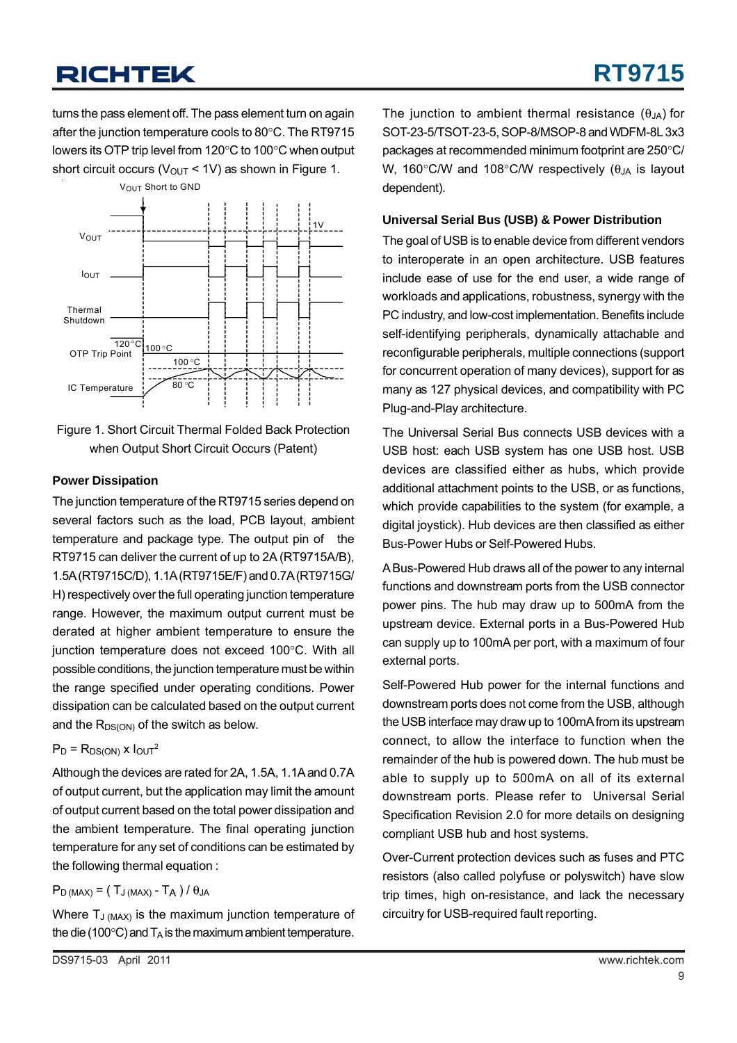turns the pass element off. The pass element turn on again after the junction temperature cools to 80°C. The RT9715 lowers its OTP trip level from 120°C to 100°C when output short circuit occurs ($V_{OUT}$ < 1V) as shown in Figure 1.

Figure 1. Short Circuit Thermal Folded Back Protection when Output Short Circuit Occurs (Patent)

### Power Dissipation

The junction temperature of the RT9715 series depend on several factors such as the load, PCB layout, ambient temperature and package type. The output pin of the RT9715 can deliver the current of up to 2A (RT9715A/B), 1.5A (RT9715C/D), 1.1A (RT9715E/F) and 0.7A (RT9715G/H) respectively over the full operating junction temperature range. However, the maximum output current must be derated at higher ambient temperature to ensure the junction temperature does not exceed 100°C. With all possible conditions, the junction temperature must be within the range specified under operating conditions. Power dissipation can be calculated based on the output current and the $R_{DS(ON)}$ of the switch as below.

$$P_D = R_{DS(ON)} \times I_{OUT}^2$$

Although the devices are rated for 2A, 1.5A, 1.1A and 0.7A of output current, but the application may limit the amount of output current based on the total power dissipation and the ambient temperature. The final operating junction temperature for any set of conditions can be estimated by the following thermal equation :

$$P_{D\,(MAX)} = (\,T_{J\,(MAX)} - T_A\,) / \theta_{JA}$$

Where $T_{J\,(MAX)}$ is the maximum junction temperature of the die (100°C) and $T_A$ is the maximum ambient temperature. The junction to ambient thermal resistance ($\theta_{JA}$) for SOT-23-5/TSOT-23-5, SOP-8/MSOP-8 and WDFM-8L 3x3 packages at recommended minimum footprint are 250°C/W, 160°C/W and 108°C/W respectively ($\theta_{JA}$ is layout dependent).

### Universal Serial Bus (USB) & Power Distribution

The goal of USB is to enable device from different vendors to interoperate in an open architecture. USB features include ease of use for the end user, a wide range of workloads and applications, robustness, synergy with the PC industry, and low-cost implementation. Benefits include self-identifying peripherals, dynamically attachable and reconfigurable peripherals, multiple connections (support for concurrent operation of many devices), support for as many as 127 physical devices, and compatibility with PC Plug-and-Play architecture.

The Universal Serial Bus connects USB devices with a USB host: each USB system has one USB host. USB devices are classified either as hubs, which provide additional attachment points to the USB, or as functions, which provide capabilities to the system (for example, a digital joystick). Hub devices are then classified as either Bus-Power Hubs or Self-Powered Hubs.

A Bus-Powered Hub draws all of the power to any internal functions and downstream ports from the USB connector power pins. The hub may draw up to 500mA from the upstream device. External ports in a Bus-Powered Hub can supply up to 100mA per port, with a maximum of four external ports.

Self-Powered Hub power for the internal functions and downstream ports does not come from the USB, although the USB interface may draw up to 100mA from its upstream connect, to allow the interface to function when the remainder of the hub is powered down. The hub must be able to supply up to 500mA on all of its external downstream ports. Please refer to Universal Serial Specification Revision 2.0 for more details on designing compliant USB hub and host systems.

Over-Current protection devices such as fuses and PTC resistors (also called polyfuse or polyswitch) have slow trip times, high on-resistance, and lack the necessary circuitry for USB-required fault reporting.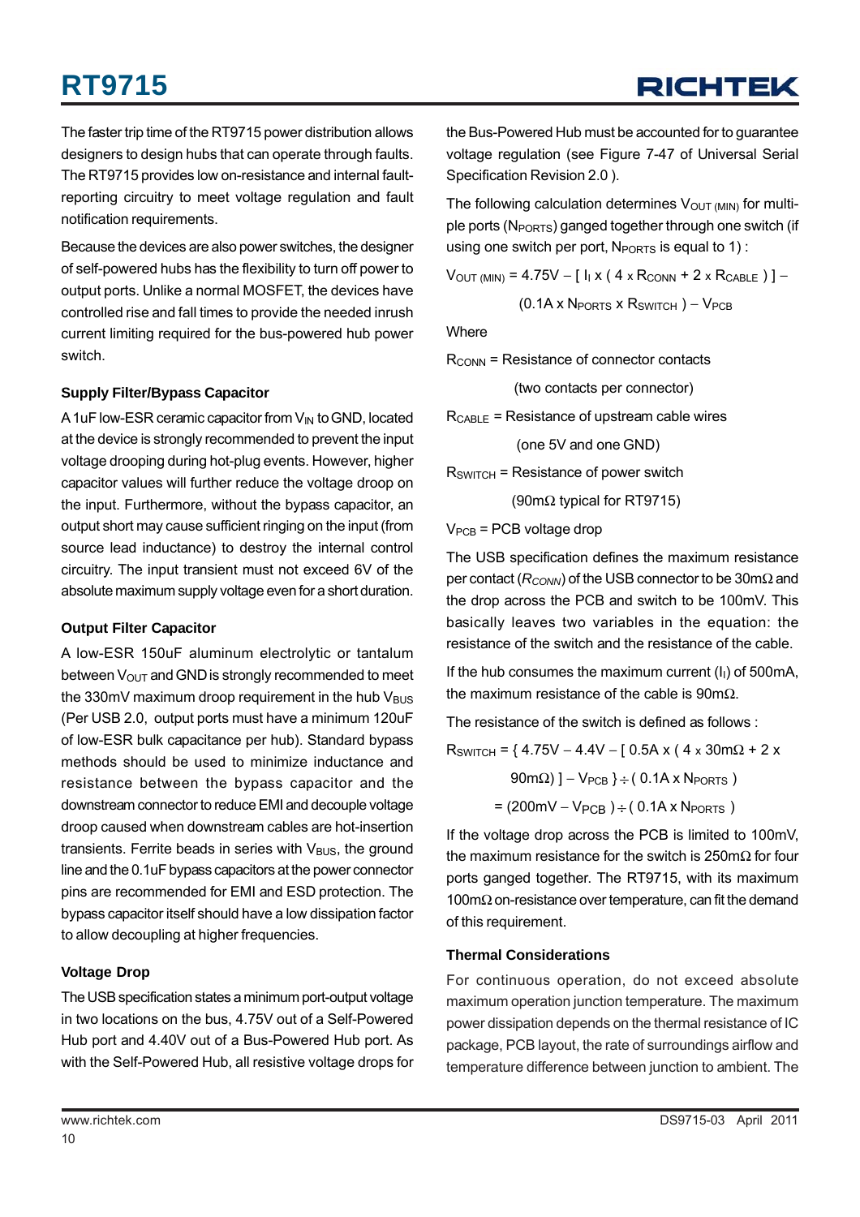The faster trip time of the RT9715 power distribution allows designers to design hubs that can operate through faults. The RT9715 provides low on-resistance and internal fault-reporting circuitry to meet voltage regulation and fault notification requirements.

Because the devices are also power switches, the designer of self-powered hubs has the flexibility to turn off power to output ports. Unlike a normal MOSFET, the devices have controlled rise and fall times to provide the needed inrush current limiting required for the bus-powered hub power switch.

### Supply Filter/Bypass Capacitor

A 1uF low-ESR ceramic capacitor from $V_{IN}$ to GND, located at the device is strongly recommended to prevent the input voltage drooping during hot-plug events. However, higher capacitor values will further reduce the voltage droop on the input. Furthermore, without the bypass capacitor, an output short may cause sufficient ringing on the input (from source lead inductance) to destroy the internal control circuitry. The input transient must not exceed 6V of the absolute maximum supply voltage even for a short duration.

### Output Filter Capacitor

A low-ESR 150uF aluminum electrolytic or tantalum between $V_{OUT}$ and GND is strongly recommended to meet the 330mV maximum droop requirement in the hub $V_{BUS}$ (Per USB 2.0, output ports must have a minimum 120uF of low-ESR bulk capacitance per hub). Standard bypass methods should be used to minimize inductance and resistance between the bypass capacitor and the downstream connector to reduce EMI and decouple voltage droop caused when downstream cables are hot-insertion transients. Ferrite beads in series with $V_{BUS}$, the ground line and the 0.1uF bypass capacitors at the power connector pins are recommended for EMI and ESD protection. The bypass capacitor itself should have a low dissipation factor to allow decoupling at higher frequencies.

### Voltage Drop

The USB specification states a minimum port-output voltage in two locations on the bus, 4.75V out of a Self-Powered Hub port and 4.40V out of a Bus-Powered Hub port. As with the Self-Powered Hub, all resistive voltage drops for the Bus-Powered Hub must be accounted for to guarantee voltage regulation (see Figure 7-47 of Universal Serial Specification Revision 2.0 ).

The following calculation determines $V_{OUT\,(MIN)}$ for multiple ports ($N_{PORTS}$) ganged together through one switch (if using one switch per port, $N_{PORTS}$ is equal to 1) :

$$V_{OUT\,(MIN)} = 4.75V - [\, I_I \times (\, 4 \times R_{CONN} + 2 \times R_{CABLE}\,)\,] - (0.1A \times N_{PORTS} \times R_{SWITCH}\,) - V_{PCB}$$

Where

$R_{CONN}$ = Resistance of connector contacts (two contacts per connector)

$R_{CABLE}$ = Resistance of upstream cable wires (one 5V and one GND)

$R_{SWITCH}$ = Resistance of power switch (90mΩ typical for RT9715)

$V_{PCB}$ = PCB voltage drop

The USB specification defines the maximum resistance per contact (*$R_{CONN}$*) of the USB connector to be 30mΩ and the drop across the PCB and switch to be 100mV. This basically leaves two variables in the equation: the resistance of the switch and the resistance of the cable.

If the hub consumes the maximum current ($I_I$) of 500mA, the maximum resistance of the cable is 90mΩ.

The resistance of the switch is defined as follows :

$$R_{SWITCH} = \{\, 4.75V - 4.4V - [\, 0.5A \times (\, 4 \times 30m\Omega + 2 \times 90m\Omega)\,] - V_{PCB}\,\} \div (\, 0.1A \times N_{PORTS}\,)$$

$$= (200mV - V_{PCB}\,) \div (\, 0.1A \times N_{PORTS}\,)$$

If the voltage drop across the PCB is limited to 100mV, the maximum resistance for the switch is 250mΩ for four ports ganged together. The RT9715, with its maximum 100mΩ on-resistance over temperature, can fit the demand of this requirement.

### Thermal Considerations

For continuous operation, do not exceed absolute maximum operation junction temperature. The maximum power dissipation depends on the thermal resistance of IC package, PCB layout, the rate of surroundings airflow and temperature difference between junction to ambient. The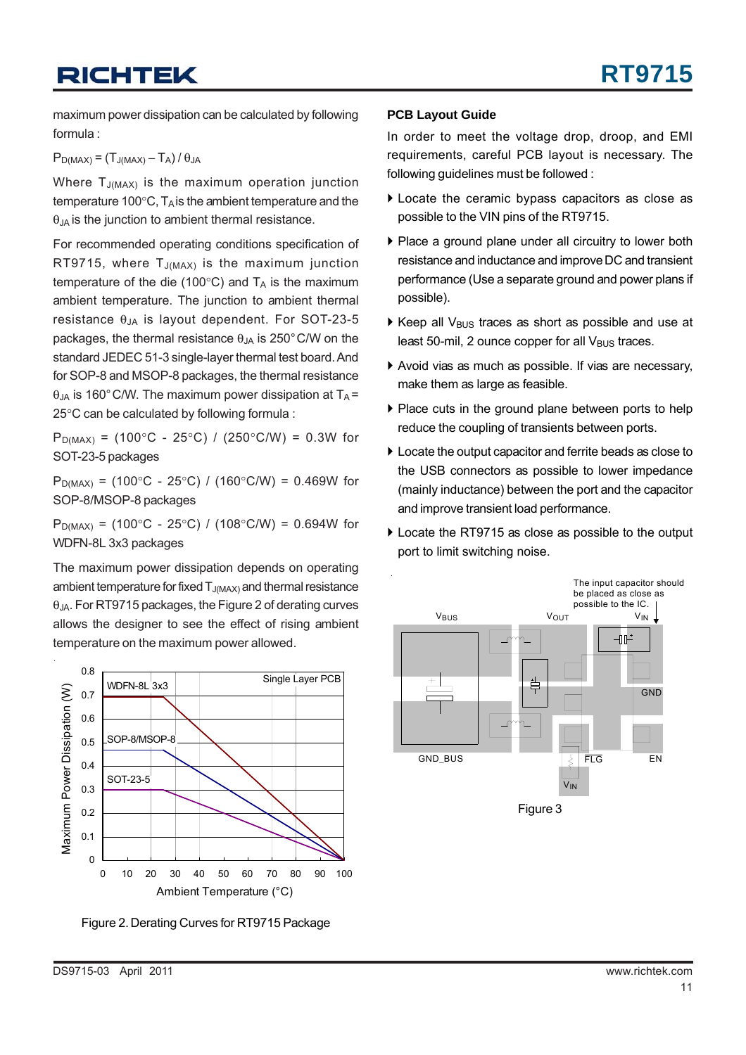maximum power dissipation can be calculated by following formula :

$P_{D(MAX)} = (T_{J(MAX)} - T_A) / \theta_{JA}$

Where $T_{J(MAX)}$ is the maximum operation junction temperature 100°C, $T_A$ is the ambient temperature and the $\theta_{JA}$ is the junction to ambient thermal resistance.

For recommended operating conditions specification of RT9715, where $T_{J(MAX)}$ is the maximum junction temperature of the die (100°C) and $T_A$ is the maximum ambient temperature. The junction to ambient thermal resistance $\theta_{JA}$ is layout dependent. For SOT-23-5 packages, the thermal resistance $\theta_{JA}$ is 250°C/W on the standard JEDEC 51-3 single-layer thermal test board. And for SOP-8 and MSOP-8 packages, the thermal resistance $\theta_{JA}$ is 160°C/W. The maximum power dissipation at $T_A$ = 25°C can be calculated by following formula :

$P_{D(MAX)}$ = (100°C - 25°C) / (250°C/W) = 0.3W for SOT-23-5 packages

$P_{D(MAX)}$ = (100°C - 25°C) / (160°C/W) = 0.469W for SOP-8/MSOP-8 packages

$P_{D(MAX)}$ = (100°C - 25°C) / (108°C/W) = 0.694W for WDFN-8L 3x3 packages

The maximum power dissipation depends on operating ambient temperature for fixed $T_{J(MAX)}$ and thermal resistance $\theta_{JA}$. For RT9715 packages, the Figure 2 of derating curves allows the designer to see the effect of rising ambient temperature on the maximum power allowed.

Figure 2. Derating Curves for RT9715 Package

## PCB Layout Guide

In order to meet the voltage drop, droop, and EMI requirements, careful PCB layout is necessary. The following guidelines must be followed :

- Locate the ceramic bypass capacitors as close as possible to the VIN pins of the RT9715.
- Place a ground plane under all circuitry to lower both resistance and inductance and improve DC and transient performance (Use a separate ground and power plans if possible).
- Keep all $V_{BUS}$ traces as short as possible and use at least 50-mil, 2 ounce copper for all $V_{BUS}$ traces.
- Avoid vias as much as possible. If vias are necessary, make them as large as feasible.
- Place cuts in the ground plane between ports to help reduce the coupling of transients between ports.
- Locate the output capacitor and ferrite beads as close to the USB connectors as possible to lower impedance (mainly inductance) between the port and the capacitor and improve transient load performance.
- Locate the RT9715 as close as possible to the output port to limit switching noise.

Figure 3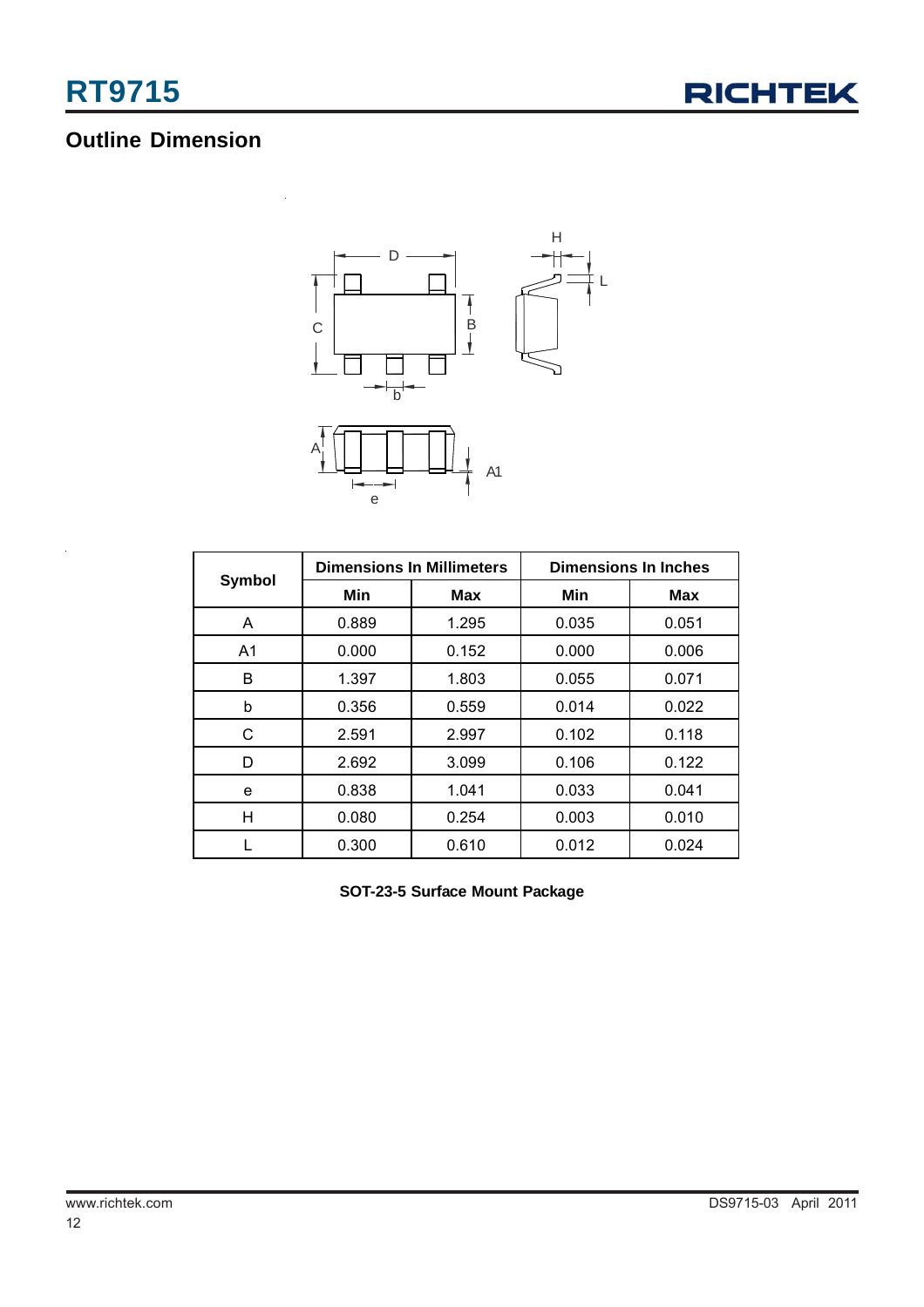## Outline Dimension

| Symbol | Dimensions In Millimeters | | Dimensions In Inches | |
|---|---|---|---|---|
| | Min | Max | Min | Max |
| A | 0.889 | 1.295 | 0.035 | 0.051 |
| A1 | 0.000 | 0.152 | 0.000 | 0.006 |
| B | 1.397 | 1.803 | 0.055 | 0.071 |
| b | 0.356 | 0.559 | 0.014 | 0.022 |
| C | 2.591 | 2.997 | 0.102 | 0.118 |
| D | 2.692 | 3.099 | 0.106 | 0.122 |
| e | 0.838 | 1.041 | 0.033 | 0.041 |
| H | 0.080 | 0.254 | 0.003 | 0.010 |
| L | 0.300 | 0.610 | 0.012 | 0.024 |

**SOT-23-5 Surface Mount Package**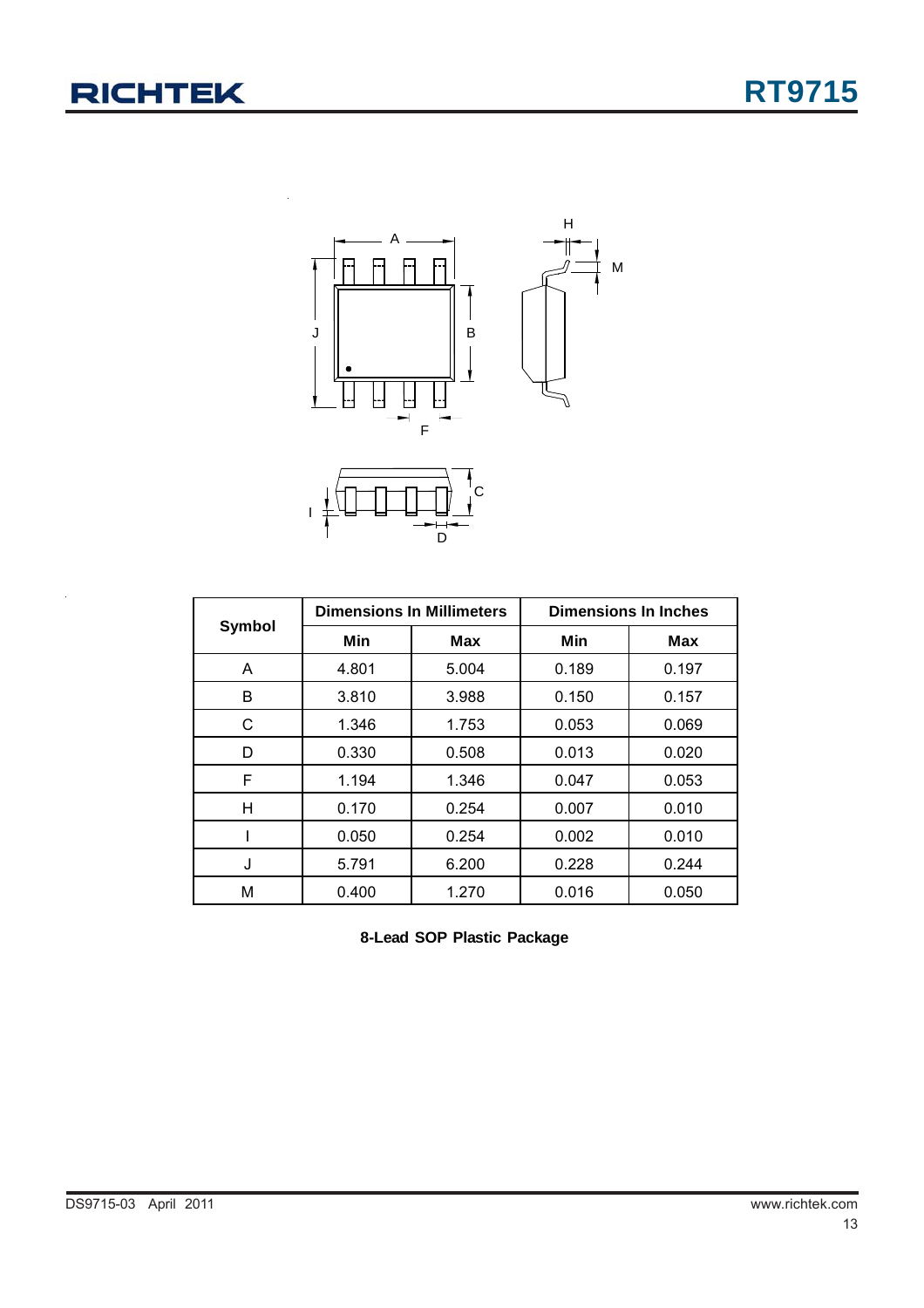| Symbol | Dimensions In Millimeters | | Dimensions In Inches | |
|---|---|---|---|---|
| | Min | Max | Min | Max |
| A | 4.801 | 5.004 | 0.189 | 0.197 |
| B | 3.810 | 3.988 | 0.150 | 0.157 |
| C | 1.346 | 1.753 | 0.053 | 0.069 |
| D | 0.330 | 0.508 | 0.013 | 0.020 |
| F | 1.194 | 1.346 | 0.047 | 0.053 |
| H | 0.170 | 0.254 | 0.007 | 0.010 |
| I | 0.050 | 0.254 | 0.002 | 0.010 |
| J | 5.791 | 6.200 | 0.228 | 0.244 |
| M | 0.400 | 1.270 | 0.016 | 0.050 |

**8-Lead SOP Plastic Package**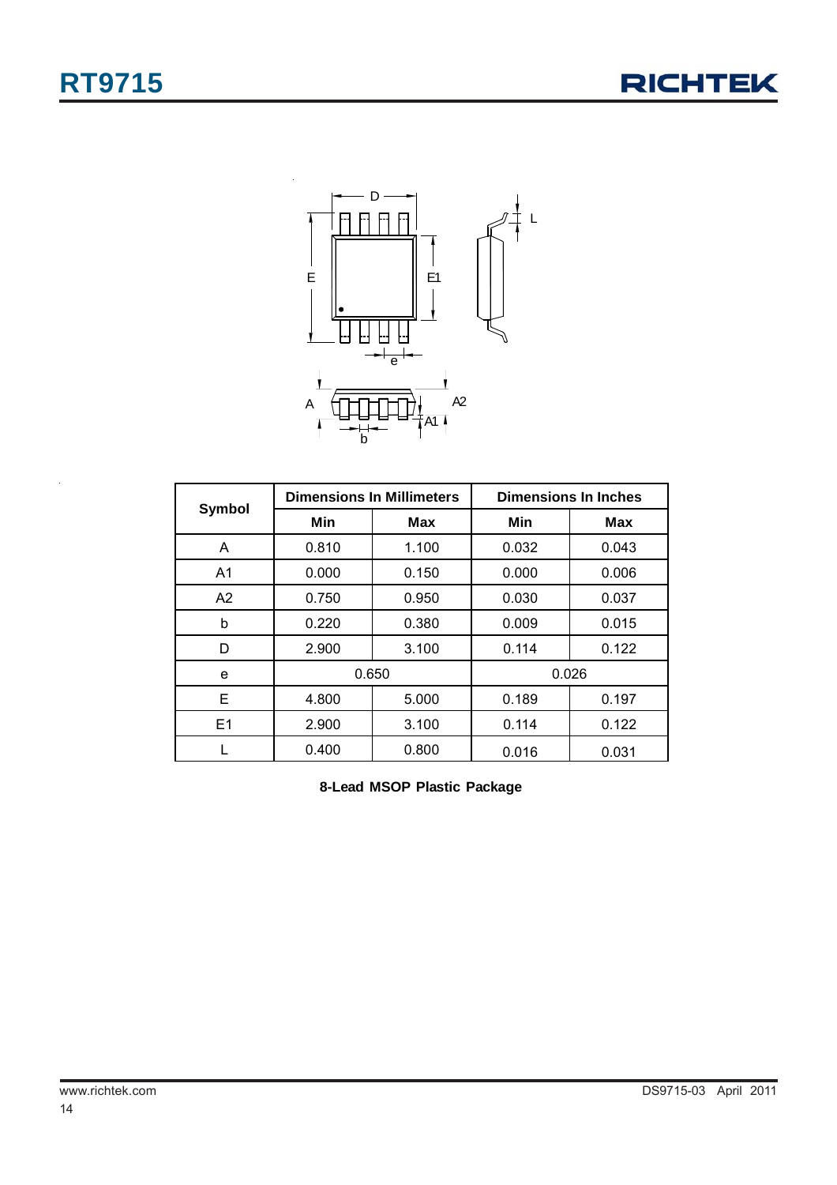| Symbol | Dimensions In Millimeters | | Dimensions In Inches | |
|---|---|---|---|---|
| | Min | Max | Min | Max |
| A | 0.810 | 1.100 | 0.032 | 0.043 |
| A1 | 0.000 | 0.150 | 0.000 | 0.006 |
| A2 | 0.750 | 0.950 | 0.030 | 0.037 |
| b | 0.220 | 0.380 | 0.009 | 0.015 |
| D | 2.900 | 3.100 | 0.114 | 0.122 |
| e | 0.650 | | 0.026 | |
| E | 4.800 | 5.000 | 0.189 | 0.197 |
| E1 | 2.900 | 3.100 | 0.114 | 0.122 |
| L | 0.400 | 0.800 | 0.016 | 0.031 |

**8-Lead MSOP Plastic Package**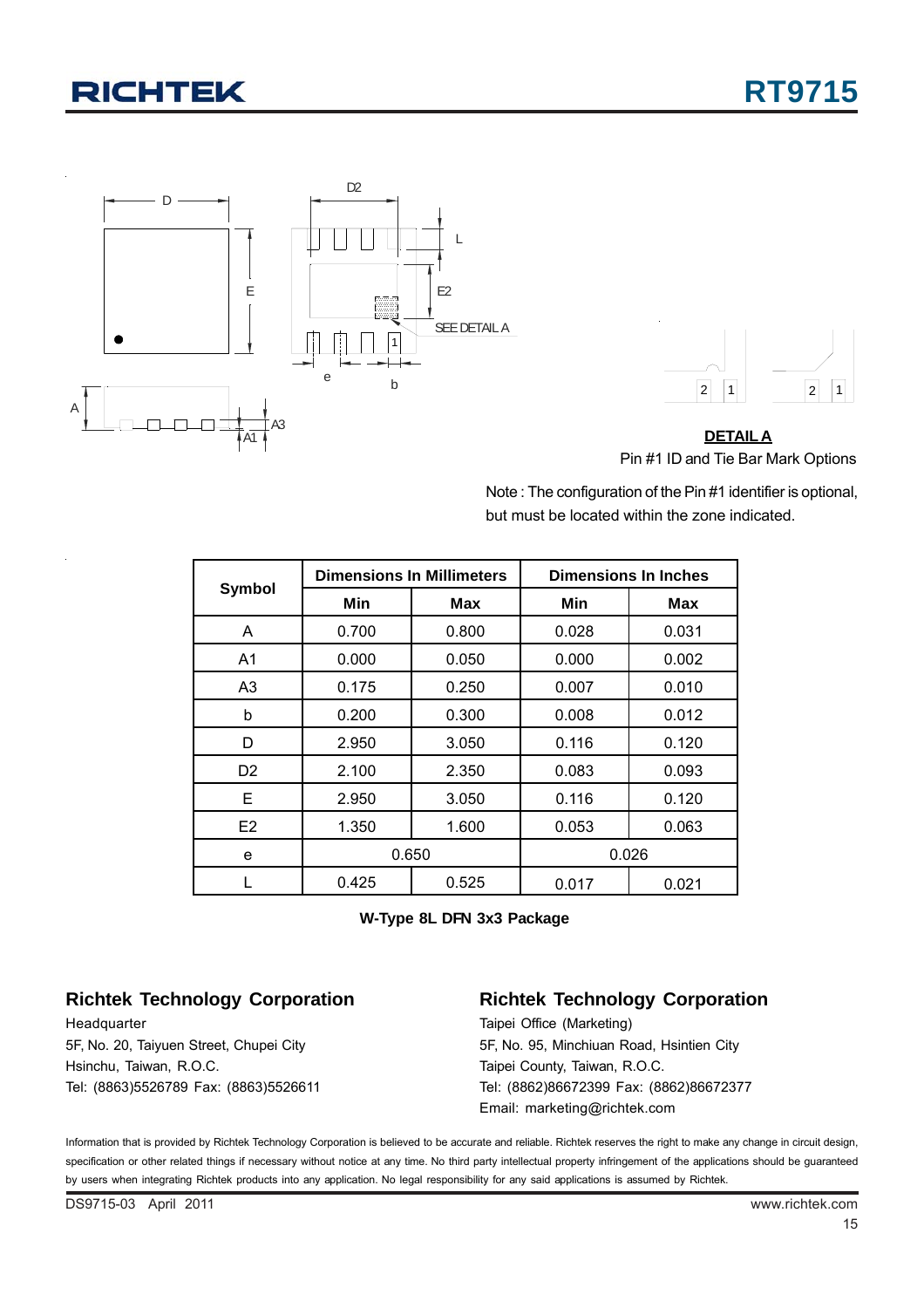D

E

D2

L

E2

SEE DETAIL A

e

b

A

A1

A3

2 1

2 1

**DETAIL A**

Pin #1 ID and Tie Bar Mark Options

Note : The configuration of the Pin #1 identifier is optional, but must be located within the zone indicated.

| Symbol | Dimensions In Millimeters | | Dimensions In Inches | |
|---|---|---|---|---|
| | Min | Max | Min | Max |
| A | 0.700 | 0.800 | 0.028 | 0.031 |
| A1 | 0.000 | 0.050 | 0.000 | 0.002 |
| A3 | 0.175 | 0.250 | 0.007 | 0.010 |
| b | 0.200 | 0.300 | 0.008 | 0.012 |
| D | 2.950 | 3.050 | 0.116 | 0.120 |
| D2 | 2.100 | 2.350 | 0.083 | 0.093 |
| E | 2.950 | 3.050 | 0.116 | 0.120 |
| E2 | 1.350 | 1.600 | 0.053 | 0.063 |
| e | 0.650 | | 0.026 | |
| L | 0.425 | 0.525 | 0.017 | 0.021 |

**W-Type 8L DFN 3x3 Package**

## Richtek Technology Corporation

Headquarter
5F, No. 20, Taiyuen Street, Chupei City
Hsinchu, Taiwan, R.O.C.
Tel: (8863)5526789 Fax: (8863)5526611

## Richtek Technology Corporation

Taipei Office (Marketing)
5F, No. 95, Minchiuan Road, Hsintien City
Taipei County, Taiwan, R.O.C.
Tel: (8862)86672399 Fax: (8862)86672377
Email: marketing@richtek.com

Information that is provided by Richtek Technology Corporation is believed to be accurate and reliable. Richtek reserves the right to make any change in circuit design, specification or other related things if necessary without notice at any time. No third party intellectual property infringement of the applications should be guaranteed by users when integrating Richtek products into any application. No legal responsibility for any said applications is assumed by Richtek.